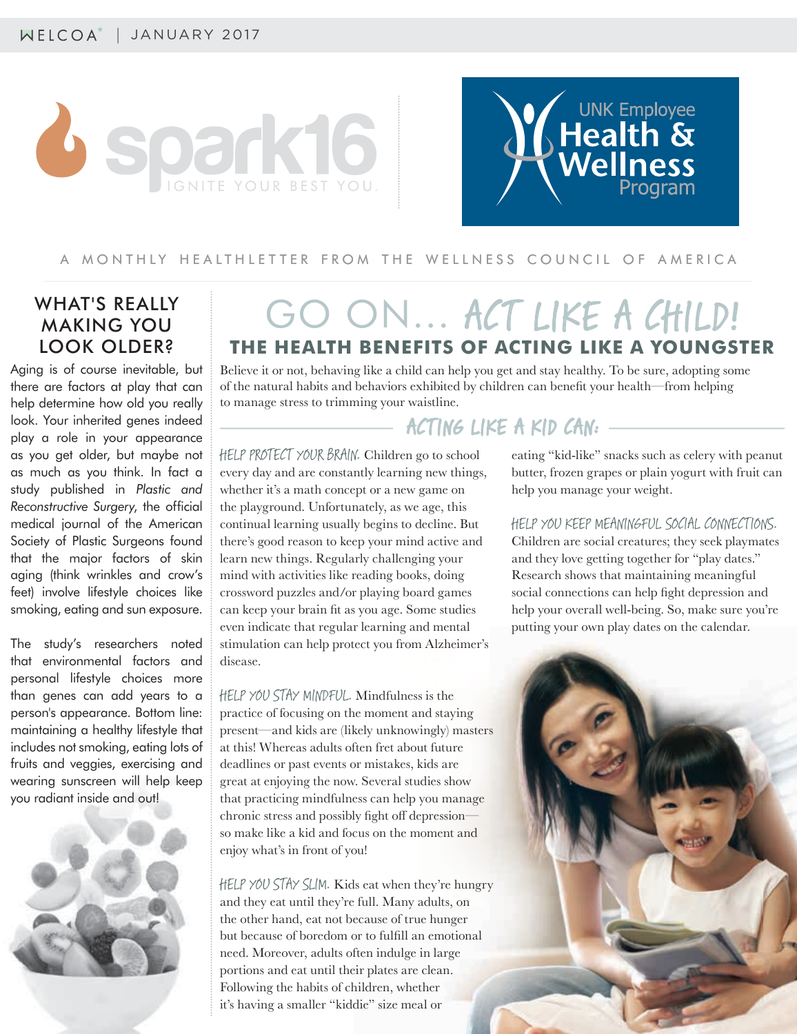WELCOA | JANUARY 2017

spark16 IGNITE YOUR BEST YOU.

UNK Employee Health & Wellness Program

A MONTHLY HEALTHLETTER FROM THE WELLNESS COUNCIL OF AMERICA

# GO ON... ACT LIKE A CHILD!

## THE HEALTH BENEFITS OF ACTING LIKE A YOUNGSTER

Believe it or not, behaving like a child can help you get and stay healthy. To be sure, adopting some of the natural habits and behaviors exhibited by children can benefit your health—from helping to manage stress to trimming your waistline.

### ACTING LIKE A KID CAN:

**HELP PROTECT YOUR BRAIN.** Children go to school every day and are constantly learning new things, whether it's a math concept or a new game on the playground. Unfortunately, as we age, this continual learning usually begins to decline. But there's good reason to keep your mind active and learn new things. Regularly challenging your mind with activities like reading books, doing crossword puzzles and/or playing board games can keep your brain fit as you age. Some studies even indicate that regular learning and mental stimulation can help protect you from Alzheimer's disease.

**HELP YOU STAY MINDFUL.** Mindfulness is the practice of focusing on the moment and staying present—and kids are (likely unknowingly) masters at this! Whereas adults often fret about future deadlines or past events or mistakes, kids are great at enjoying the now. Several studies show that practicing mindfulness can help you manage chronic stress and possibly fight off depression—so make like a kid and focus on the moment and enjoy what's in front of you!

**HELP YOU STAY SLIM.** Kids eat when they're hungry and they eat until they're full. Many adults, on the other hand, eat not because of true hunger but because of boredom or to fulfill an emotional need. Moreover, adults often indulge in large portions and eat until their plates are clean. Following the habits of children, whether it's having a smaller "kiddie" size meal or eating "kid-like" snacks such as celery with peanut butter, frozen grapes or plain yogurt with fruit can help you manage your weight.

**HELP YOU KEEP MEANINGFUL SOCIAL CONNECTIONS.** Children are social creatures; they seek playmates and they love getting together for "play dates." Research shows that maintaining meaningful social connections can help fight depression and help your overall well-being. So, make sure you're putting your own play dates on the calendar.

## WHAT'S REALLY MAKING YOU LOOK OLDER?

Aging is of course inevitable, but there are factors at play that can help determine how old you really look. Your inherited genes indeed play a role in your appearance as you get older, but maybe not as much as you think. In fact a study published in *Plastic and Reconstructive Surgery*, the official medical journal of the American Society of Plastic Surgeons found that the major factors of skin aging (think wrinkles and crow's feet) involve lifestyle choices like smoking, eating and sun exposure.

The study's researchers noted that environmental factors and personal lifestyle choices more than genes can add years to a person's appearance. Bottom line: maintaining a healthy lifestyle that includes not smoking, eating lots of fruits and veggies, exercising and wearing sunscreen will help keep you radiant inside and out!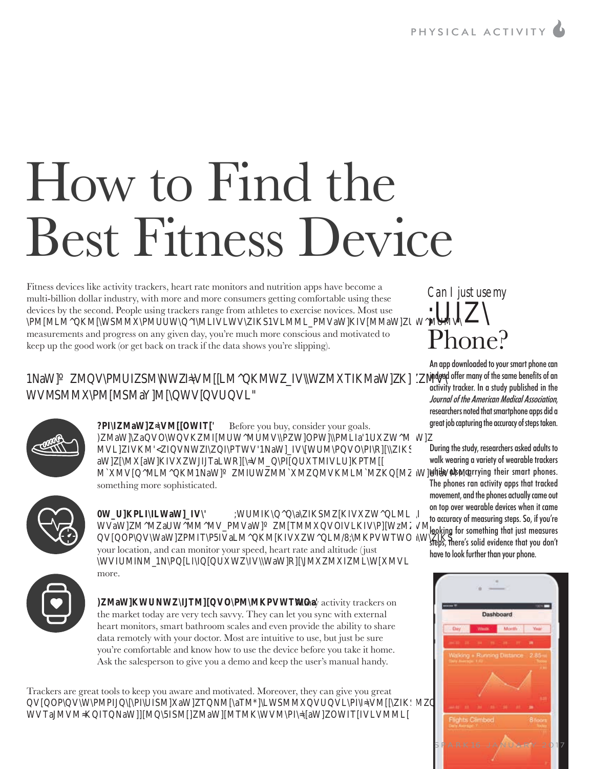# How to Find the Best Fitness Device

Fitness devices like activity trackers, heart rate monitors and nutrition apps have become a multi-billion dollar industry, with more and more consumers getting comfortable using these devices by the second. People using trackers range from athletes to exercise novices. Most use these devices to keep them motivated and on track. Indeed, when you can see your daily movement, measurements and progress on any given day, you're much more conscious and motivated to keep up the good work (or get back on track if the data shows you're slipping).

## If you're in the market for a fitness device or want to replace your current one, keep these key questions in mind:

**What are your fitness goals?** Before you buy, consider your goals. Are you trying to increase movement throughout the day? Improve your endurance? Train for a triathlon? If you're just tracking your steps, you can probably do just fine with a simple pedometer or exercise tracker. If you're a more experienced exerciser, you'll need something more sophisticated.

**How much do they do?** Some activity trackers can provide data on your every movement, when you're sleeping and can provide insight into your heart. Many devices can provide GPS technology that tracks your location, and can monitor your speed, heart rate and altitude (just to name a few). If this data is important to you, just spend more.

**Are you comfortable using the technology?** Many activity trackers on the market today are very tech savvy. They can let you sync with external heart monitors, smart bathroom scales and even provide the ability to share data remotely with your doctor. Most are intuitive to use, but just be sure you're comfortable and know how to use the device before you take it home. Ask the salesperson to give you a demo and keep the user's manual handy.

Trackers are great tools to keep you aware and motivated. Moreover, they can give you great insight into the habits that make up your lifestyle. But the device is only beneficial if you use it. Make sure you select the one that fits your goals and needs.

## Can I just use my Smart Phone?

An app downloaded to your smart phone can indeed offer many of the same benefits of an activity tracker. In a study published in the *Journal of the American Medical Association*, researchers noted that smartphone apps did a great job capturing the accuracy of steps taken.

During the study, researchers asked adults to walk wearing a variety of wearable trackers while also carrying their smart phones. The phones ran activity apps that tracked movement, and the phones actually came out on top over wearable devices when it came to accuracy of measuring steps. So, if you're looking for something that just measures steps, there's solid evidence that you don't have to look further than your phone.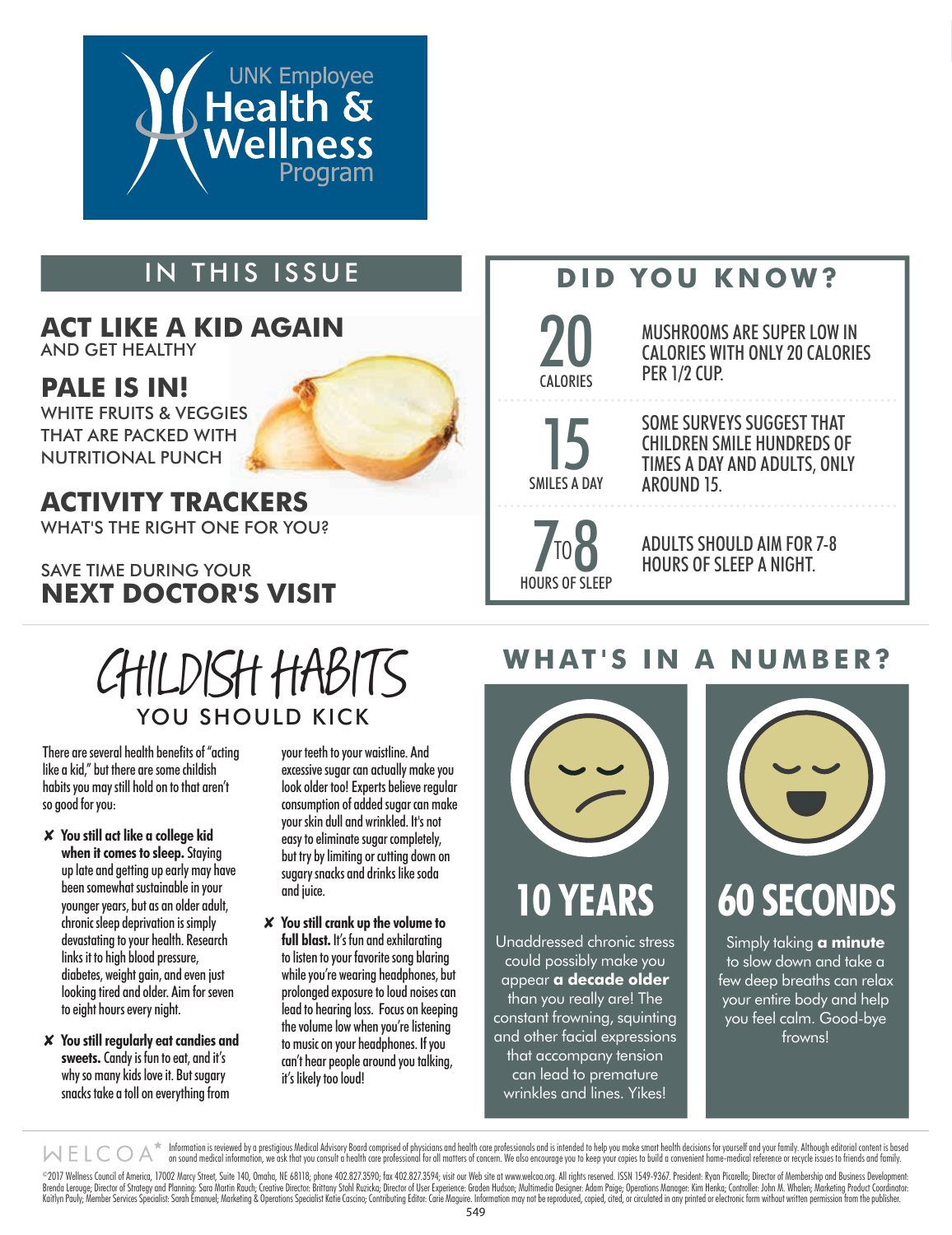UNK Employee
# Health & Wellness
Program

## IN THIS ISSUE

**ACT LIKE A KID AGAIN**
AND GET HEALTHY

**PALE IS IN!**
WHITE FRUITS & VEGGIES THAT ARE PACKED WITH NUTRITIONAL PUNCH

**ACTIVITY TRACKERS**
WHAT'S THE RIGHT ONE FOR YOU?

SAVE TIME DURING YOUR
**NEXT DOCTOR'S VISIT**

## DID YOU KNOW?

**20** CALORIES — MUSHROOMS ARE SUPER LOW IN CALORIES WITH ONLY 20 CALORIES PER 1/2 CUP.

**15** SMILES A DAY — SOME SURVEYS SUGGEST THAT CHILDREN SMILE HUNDREDS OF TIMES A DAY AND ADULTS, ONLY AROUND 15.

**7 TO 8** HOURS OF SLEEP — ADULTS SHOULD AIM FOR 7-8 HOURS OF SLEEP A NIGHT.

# CHILDISH HABITS
## YOU SHOULD KICK

There are several health benefits of "acting like a kid," but there are some childish habits you may still hold on to that aren't so good for you:

- ✘ **You still act like a college kid when it comes to sleep.** Staying up late and getting up early may have been somewhat sustainable in your younger years, but as an older adult, chronic sleep deprivation is simply devastating to your health. Research links it to high blood pressure, diabetes, weight gain, and even just looking tired and older. Aim for seven to eight hours every night.
- ✘ **You still regularly eat candies and sweets.** Candy is fun to eat, and it's why so many kids love it. But sugary snacks take a toll on everything from your teeth to your waistline. And excessive sugar can actually make you look older too! Experts believe regular consumption of added sugar can make your skin dull and wrinkled. It's not easy to eliminate sugar completely, but try by limiting or cutting down on sugary snacks and drinks like soda and juice.
- ✘ **You still crank up the volume to full blast.** It's fun and exhilarating to listen to your favorite song blaring while you're wearing headphones, but prolonged exposure to loud noises can lead to hearing loss. Focus on keeping the volume low when you're listening to music on your headphones. If you can't hear people around you talking, it's likely too loud!

## WHAT'S IN A NUMBER?

### 10 YEARS

Unaddressed chronic stress could possibly make you appear **a decade older** than you really are! The constant frowning, squinting and other facial expressions that accompany tension can lead to premature wrinkles and lines. Yikes!

### 60 SECONDS

Simply taking **a minute** to slow down and take a few deep breaths can relax your entire body and help you feel calm. Good-bye frowns!

WELCOA Information is reviewed by a prestigious Medical Advisory Board comprised of physicians and health care professionals and is intended to help you make smart health decisions for yourself and your family. Although editorial content is based on sound medical information, we ask that you consult a health care professional for all matters of concern. We also encourage you to keep your copies to build a convenient home-medical reference or recycle issues to friends and family.

©2017 Wellness Council of America, 17002 Marcy Street, Suite 140, Omaha, NE 68118; phone 402.827.3590; fax 402.827.3594; visit our Web site at www.welcoa.org. All rights reserved. ISSN 1549-9367. President: Ryan Picarella; Director of Membership and Business Development: Brenda Lerouge; Director of Strategy and Planning: Sara Martin Rauch; Creative Director: Brittany Stohl Ruzicka; Director of User Experience: Graden Hudson; Multimedia Designer: Adam Paige; Operations Manager: Kim Henke; Controller: John M. Whalen; Marketing Product Coordinator: Kaitlyn Pauly; Member Services Specialist: Sarah Emanuel; Marketing & Operations Specialist Katie Cascino; Contributing Editor: Carie Maguire. Information may not be reproduced, copied, cited, or circulated in any printed or electronic form without written permission from the publisher.

549